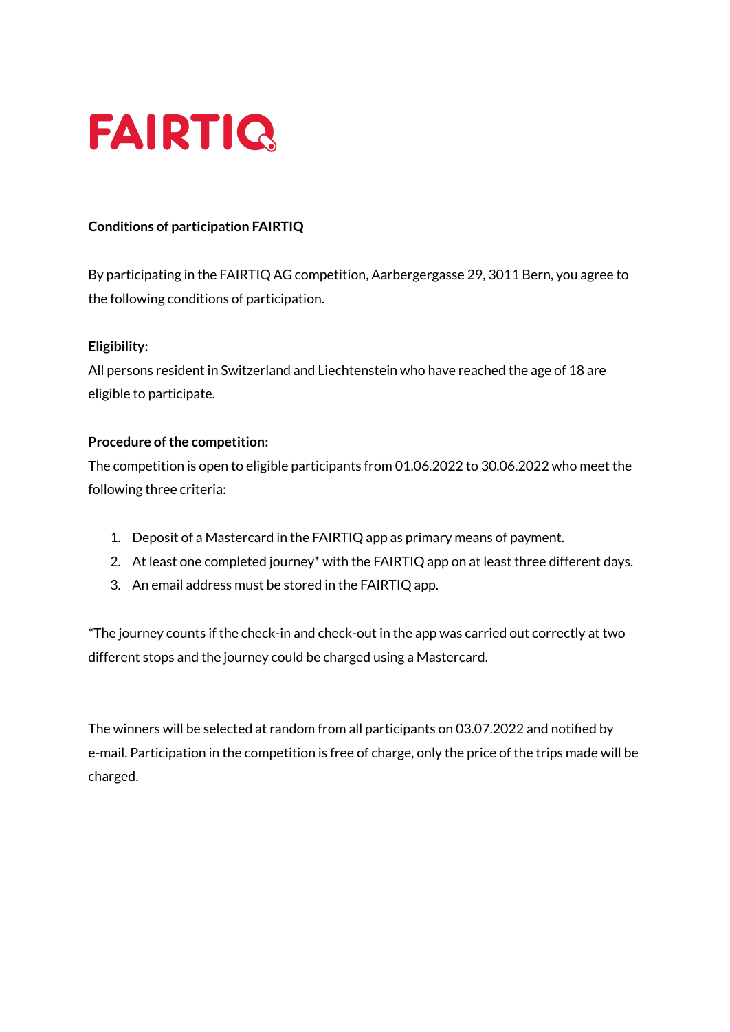# FAIRTIQ

**Conditions of participation FAIRTIQ**

By participating in the FAIRTIQ AG competition, Aarbergergasse 29, 3011 Bern, you agree to the following conditions of participation.

**Eligibility:**
All persons resident in Switzerland and Liechtenstein who have reached the age of 18 are eligible to participate.

**Procedure of the competition:**
The competition is open to eligible participants from 01.06.2022 to 30.06.2022 who meet the following three criteria:

1. Deposit of a Mastercard in the FAIRTIQ app as primary means of payment.
2. At least one completed journey* with the FAIRTIQ app on at least three different days.
3. An email address must be stored in the FAIRTIQ app.

*The journey counts if the check-in and check-out in the app was carried out correctly at two different stops and the journey could be charged using a Mastercard.

The winners will be selected at random from all participants on 03.07.2022 and notified by e-mail. Participation in the competition is free of charge, only the price of the trips made will be charged.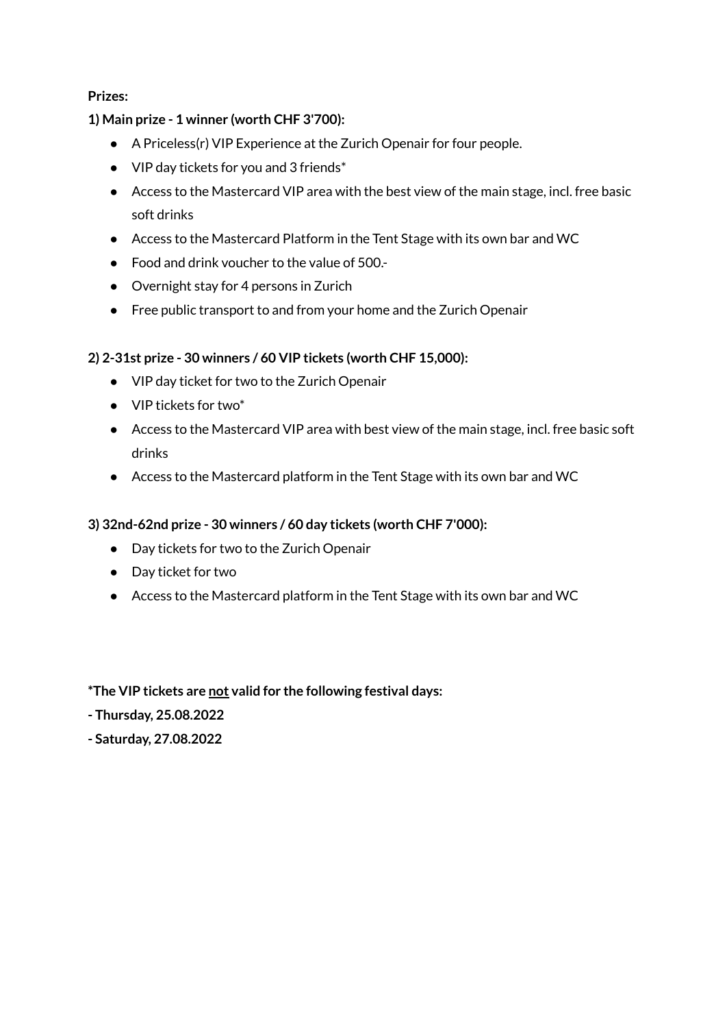**Prizes:**

**1) Main prize - 1 winner (worth CHF 3'700):**

- A Priceless(r) VIP Experience at the Zurich Openair for four people.
- VIP day tickets for you and 3 friends*
- Access to the Mastercard VIP area with the best view of the main stage, incl. free basic soft drinks
- Access to the Mastercard Platform in the Tent Stage with its own bar and WC
- Food and drink voucher to the value of 500.-
- Overnight stay for 4 persons in Zurich
- Free public transport to and from your home and the Zurich Openair

**2) 2-31st prize - 30 winners / 60 VIP tickets (worth CHF 15,000):**

- VIP day ticket for two to the Zurich Openair
- VIP tickets for two*
- Access to the Mastercard VIP area with best view of the main stage, incl. free basic soft drinks
- Access to the Mastercard platform in the Tent Stage with its own bar and WC

**3) 32nd-62nd prize - 30 winners / 60 day tickets (worth CHF 7'000):**

- Day tickets for two to the Zurich Openair
- Day ticket for two
- Access to the Mastercard platform in the Tent Stage with its own bar and WC

**\*The VIP tickets are <u>not</u> valid for the following festival days:**

**- Thursday, 25.08.2022**

**- Saturday, 27.08.2022**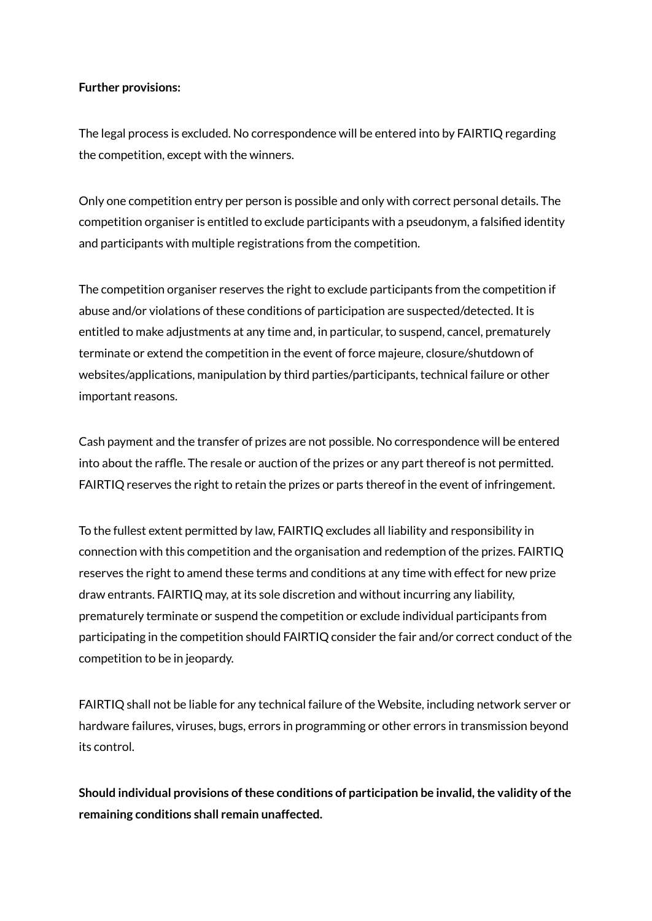**Further provisions:**

The legal process is excluded. No correspondence will be entered into by FAIRTIQ regarding the competition, except with the winners.

Only one competition entry per person is possible and only with correct personal details. The competition organiser is entitled to exclude participants with a pseudonym, a falsified identity and participants with multiple registrations from the competition.

The competition organiser reserves the right to exclude participants from the competition if abuse and/or violations of these conditions of participation are suspected/detected. It is entitled to make adjustments at any time and, in particular, to suspend, cancel, prematurely terminate or extend the competition in the event of force majeure, closure/shutdown of websites/applications, manipulation by third parties/participants, technical failure or other important reasons.

Cash payment and the transfer of prizes are not possible. No correspondence will be entered into about the raffle. The resale or auction of the prizes or any part thereof is not permitted. FAIRTIQ reserves the right to retain the prizes or parts thereof in the event of infringement.

To the fullest extent permitted by law, FAIRTIQ excludes all liability and responsibility in connection with this competition and the organisation and redemption of the prizes. FAIRTIQ reserves the right to amend these terms and conditions at any time with effect for new prize draw entrants. FAIRTIQ may, at its sole discretion and without incurring any liability, prematurely terminate or suspend the competition or exclude individual participants from participating in the competition should FAIRTIQ consider the fair and/or correct conduct of the competition to be in jeopardy.

FAIRTIQ shall not be liable for any technical failure of the Website, including network server or hardware failures, viruses, bugs, errors in programming or other errors in transmission beyond its control.

**Should individual provisions of these conditions of participation be invalid, the validity of the remaining conditions shall remain unaffected.**